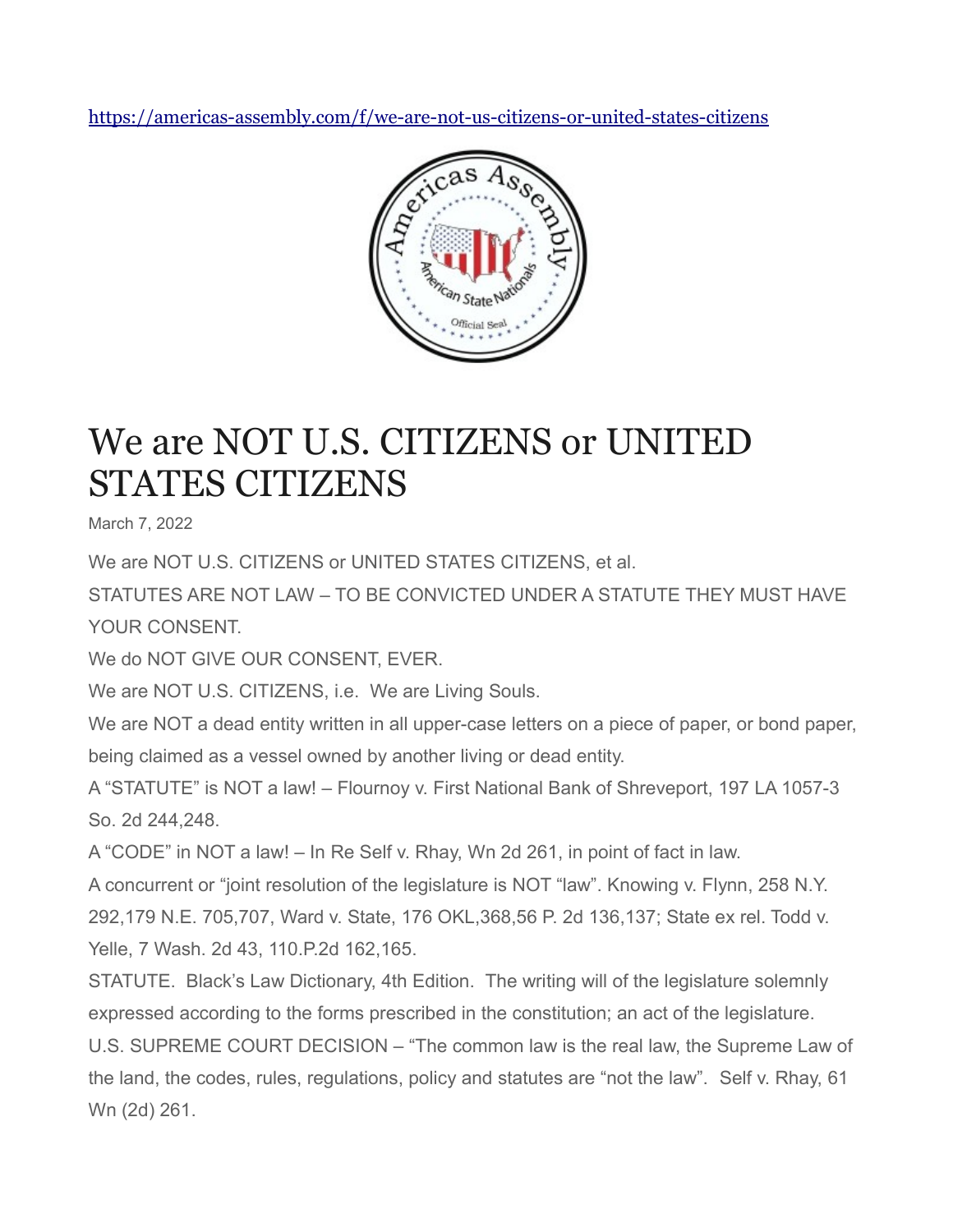https://americas-assembly.com/f/we-are-not-us-citizens-or-united-states-citizens

# We are NOT U.S. CITIZENS or UNITED STATES CITIZENS

March 7, 2022

We are NOT U.S. CITIZENS or UNITED STATES CITIZENS, et al.

STATUTES ARE NOT LAW – TO BE CONVICTED UNDER A STATUTE THEY MUST HAVE YOUR CONSENT.

We do NOT GIVE OUR CONSENT, EVER.

We are NOT U.S. CITIZENS, i.e. We are Living Souls.

We are NOT a dead entity written in all upper-case letters on a piece of paper, or bond paper, being claimed as a vessel owned by another living or dead entity.

A "STATUTE" is NOT a law! – Flournoy v. First National Bank of Shreveport, 197 LA 1057-3 So. 2d 244,248.

A "CODE" in NOT a law! – In Re Self v. Rhay, Wn 2d 261, in point of fact in law.

A concurrent or "joint resolution of the legislature is NOT "law". Knowing v. Flynn, 258 N.Y. 292,179 N.E. 705,707, Ward v. State, 176 OKL,368,56 P. 2d 136,137; State ex rel. Todd v. Yelle, 7 Wash. 2d 43, 110.P.2d 162,165.

STATUTE. Black's Law Dictionary, 4th Edition. The writing will of the legislature solemnly expressed according to the forms prescribed in the constitution; an act of the legislature.

U.S. SUPREME COURT DECISION – "The common law is the real law, the Supreme Law of the land, the codes, rules, regulations, policy and statutes are "not the law". Self v. Rhay, 61 Wn (2d) 261.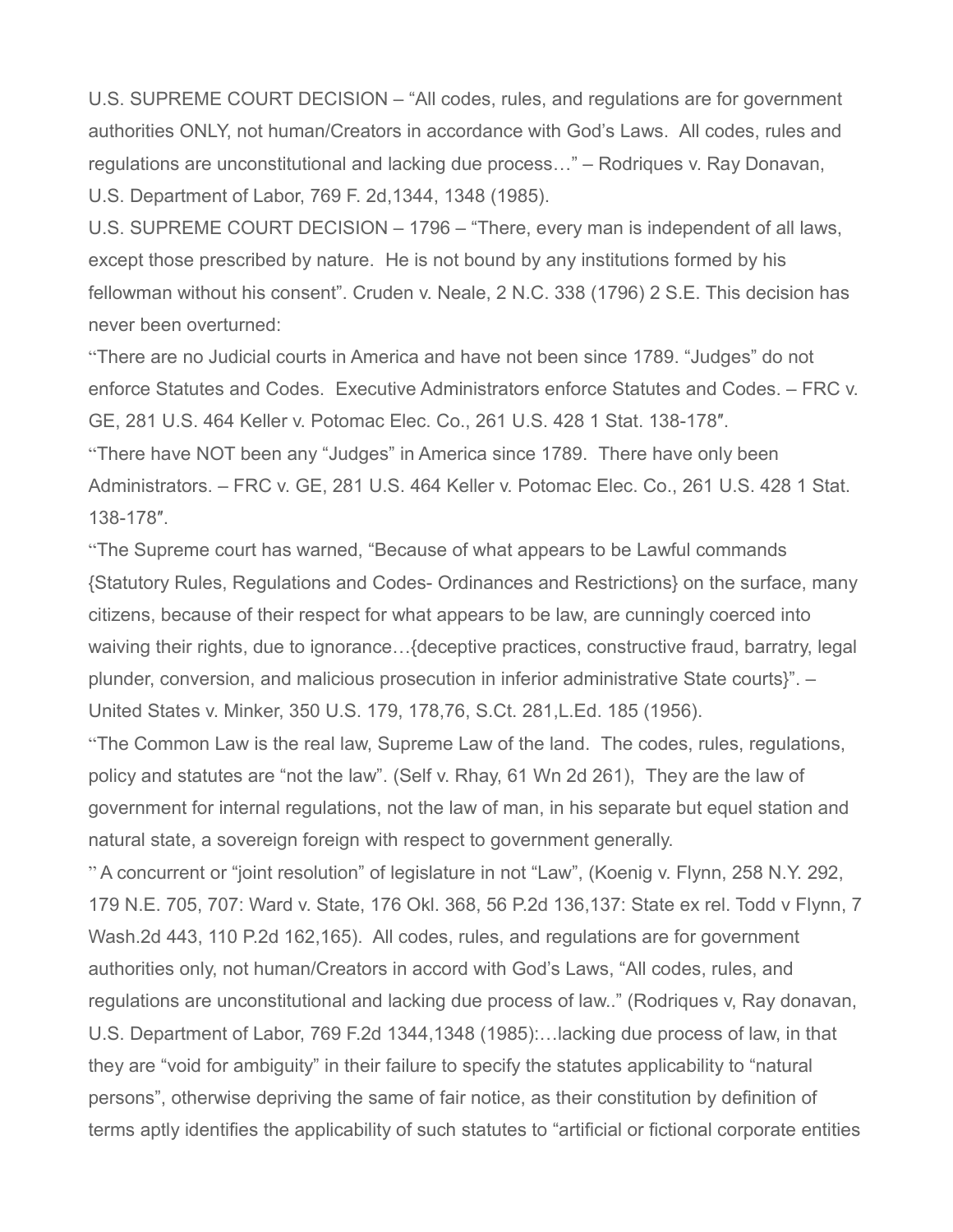U.S. SUPREME COURT DECISION – "All codes, rules, and regulations are for government authorities ONLY, not human/Creators in accordance with God's Laws. All codes, rules and regulations are unconstitutional and lacking due process…" – Rodriques v. Ray Donavan, U.S. Department of Labor, 769 F. 2d,1344, 1348 (1985).

U.S. SUPREME COURT DECISION – 1796 – "There, every man is independent of all laws, except those prescribed by nature. He is not bound by any institutions formed by his fellowman without his consent". Cruden v. Neale, 2 N.C. 338 (1796) 2 S.E. This decision has never been overturned:

"There are no Judicial courts in America and have not been since 1789. "Judges" do not enforce Statutes and Codes. Executive Administrators enforce Statutes and Codes. – FRC v. GE, 281 U.S. 464 Keller v. Potomac Elec. Co., 261 U.S. 428 1 Stat. 138-178″.

"There have NOT been any "Judges" in America since 1789. There have only been Administrators. – FRC v. GE, 281 U.S. 464 Keller v. Potomac Elec. Co., 261 U.S. 428 1 Stat. 138-178″.

"The Supreme court has warned, "Because of what appears to be Lawful commands {Statutory Rules, Regulations and Codes- Ordinances and Restrictions} on the surface, many citizens, because of their respect for what appears to be law, are cunningly coerced into waiving their rights, due to ignorance…{deceptive practices, constructive fraud, barratry, legal plunder, conversion, and malicious prosecution in inferior administrative State courts}". – United States v. Minker, 350 U.S. 179, 178,76, S.Ct. 281,L.Ed. 185 (1956).

"The Common Law is the real law, Supreme Law of the land. The codes, rules, regulations, policy and statutes are "not the law". (Self v. Rhay, 61 Wn 2d 261), They are the law of government for internal regulations, not the law of man, in his separate but equel station and natural state, a sovereign foreign with respect to government generally.

" A concurrent or "joint resolution" of legislature in not "Law", (Koenig v. Flynn, 258 N.Y. 292, 179 N.E. 705, 707: Ward v. State, 176 Okl. 368, 56 P.2d 136,137: State ex rel. Todd v Flynn, 7 Wash.2d 443, 110 P.2d 162,165). All codes, rules, and regulations are for government authorities only, not human/Creators in accord with God's Laws, "All codes, rules, and regulations are unconstitutional and lacking due process of law.." (Rodriques v, Ray donavan, U.S. Department of Labor, 769 F.2d 1344,1348 (1985):…lacking due process of law, in that they are "void for ambiguity" in their failure to specify the statutes applicability to "natural persons", otherwise depriving the same of fair notice, as their constitution by definition of terms aptly identifies the applicability of such statutes to "artificial or fictional corporate entities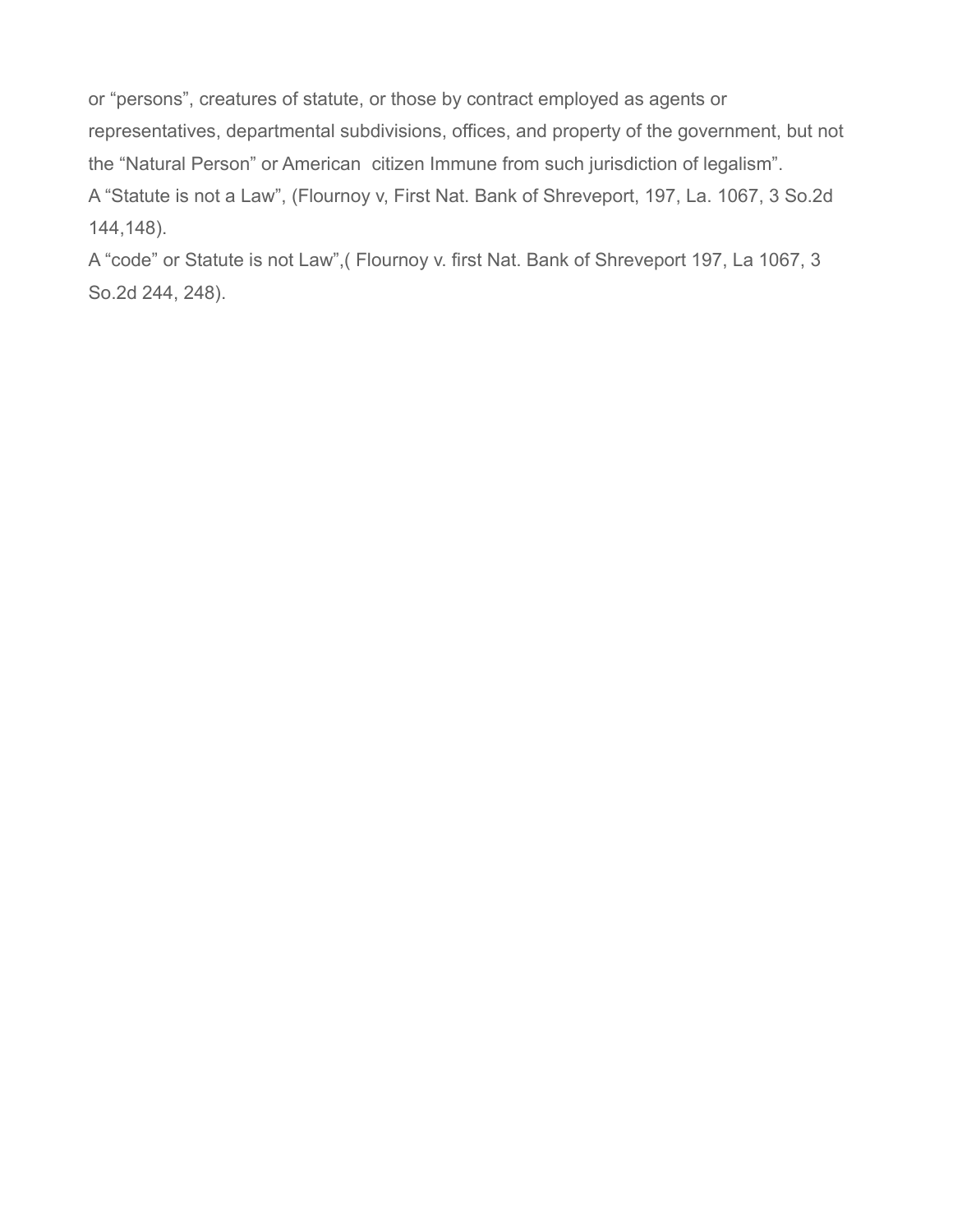or “persons”, creatures of statute, or those by contract employed as agents or representatives, departmental subdivisions, offices, and property of the government, but not the “Natural Person” or American  citizen Immune from such jurisdiction of legalism”.

A “Statute is not a Law”, (Flournoy v, First Nat. Bank of Shreveport, 197, La. 1067, 3 So.2d 144,148).

A “code” or Statute is not Law”,( Flournoy v. first Nat. Bank of Shreveport 197, La 1067, 3 So.2d 244, 248).